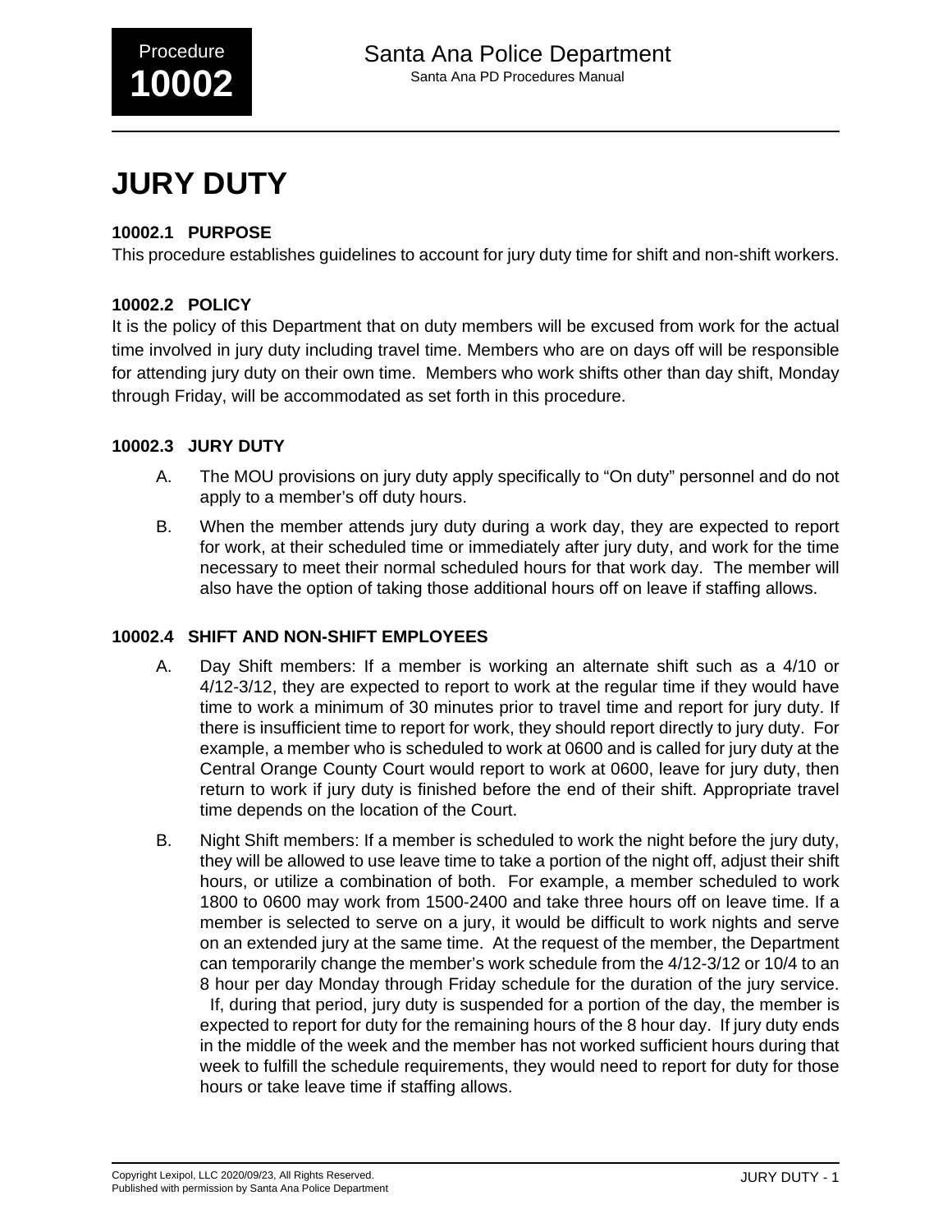# JURY DUTY

## 10002.1 PURPOSE

This procedure establishes guidelines to account for jury duty time for shift and non-shift workers.

## 10002.2 POLICY

It is the policy of this Department that on duty members will be excused from work for the actual time involved in jury duty including travel time. Members who are on days off will be responsible for attending jury duty on their own time. Members who work shifts other than day shift, Monday through Friday, will be accommodated as set forth in this procedure.

## 10002.3 JURY DUTY

A. The MOU provisions on jury duty apply specifically to "On duty" personnel and do not apply to a member's off duty hours.

B. When the member attends jury duty during a work day, they are expected to report for work, at their scheduled time or immediately after jury duty, and work for the time necessary to meet their normal scheduled hours for that work day. The member will also have the option of taking those additional hours off on leave if staffing allows.

## 10002.4 SHIFT AND NON-SHIFT EMPLOYEES

A. Day Shift members: If a member is working an alternate shift such as a 4/10 or 4/12-3/12, they are expected to report to work at the regular time if they would have time to work a minimum of 30 minutes prior to travel time and report for jury duty. If there is insufficient time to report for work, they should report directly to jury duty. For example, a member who is scheduled to work at 0600 and is called for jury duty at the Central Orange County Court would report to work at 0600, leave for jury duty, then return to work if jury duty is finished before the end of their shift. Appropriate travel time depends on the location of the Court.

B. Night Shift members: If a member is scheduled to work the night before the jury duty, they will be allowed to use leave time to take a portion of the night off, adjust their shift hours, or utilize a combination of both. For example, a member scheduled to work 1800 to 0600 may work from 1500-2400 and take three hours off on leave time. If a member is selected to serve on a jury, it would be difficult to work nights and serve on an extended jury at the same time. At the request of the member, the Department can temporarily change the member's work schedule from the 4/12-3/12 or 10/4 to an 8 hour per day Monday through Friday schedule for the duration of the jury service. If, during that period, jury duty is suspended for a portion of the day, the member is expected to report for duty for the remaining hours of the 8 hour day. If jury duty ends in the middle of the week and the member has not worked sufficient hours during that week to fulfill the schedule requirements, they would need to report for duty for those hours or take leave time if staffing allows.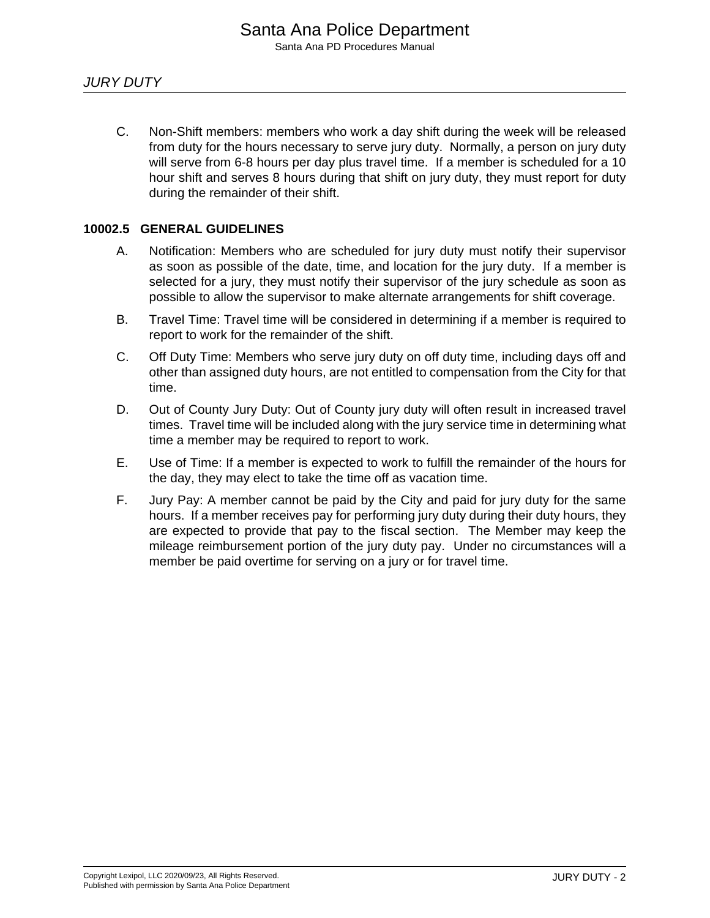C. Non-Shift members: members who work a day shift during the week will be released from duty for the hours necessary to serve jury duty. Normally, a person on jury duty will serve from 6-8 hours per day plus travel time. If a member is scheduled for a 10 hour shift and serves 8 hours during that shift on jury duty, they must report for duty during the remainder of their shift.

## 10002.5 GENERAL GUIDELINES

A. Notification: Members who are scheduled for jury duty must notify their supervisor as soon as possible of the date, time, and location for the jury duty. If a member is selected for a jury, they must notify their supervisor of the jury schedule as soon as possible to allow the supervisor to make alternate arrangements for shift coverage.

B. Travel Time: Travel time will be considered in determining if a member is required to report to work for the remainder of the shift.

C. Off Duty Time: Members who serve jury duty on off duty time, including days off and other than assigned duty hours, are not entitled to compensation from the City for that time.

D. Out of County Jury Duty: Out of County jury duty will often result in increased travel times. Travel time will be included along with the jury service time in determining what time a member may be required to report to work.

E. Use of Time: If a member is expected to work to fulfill the remainder of the hours for the day, they may elect to take the time off as vacation time.

F. Jury Pay: A member cannot be paid by the City and paid for jury duty for the same hours. If a member receives pay for performing jury duty during their duty hours, they are expected to provide that pay to the fiscal section. The Member may keep the mileage reimbursement portion of the jury duty pay. Under no circumstances will a member be paid overtime for serving on a jury or for travel time.